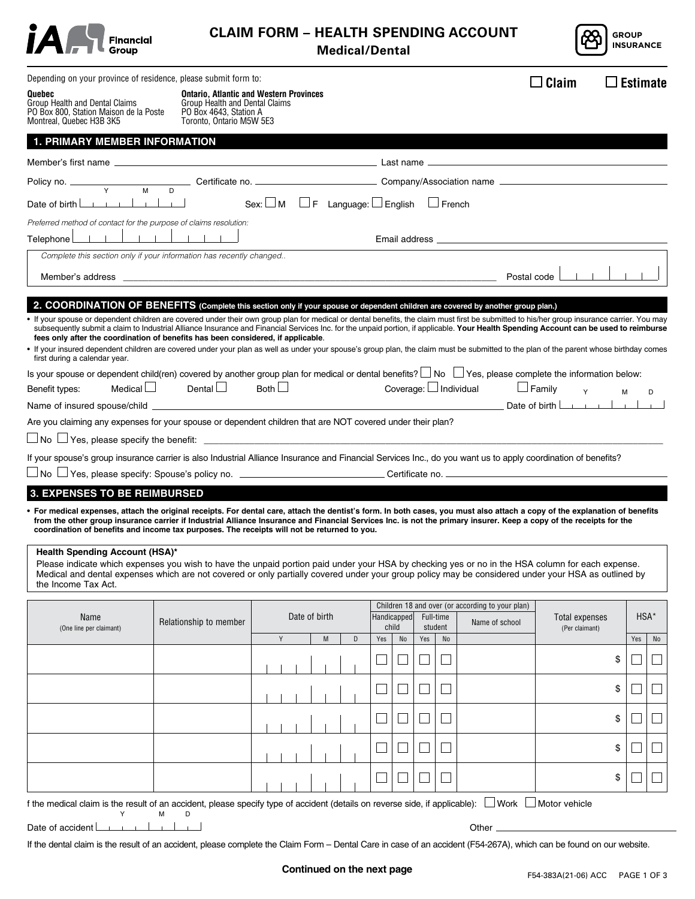# CLAIM FORM – HEALTH SPENDING ACCOUNT

## Medical/Dental

GROUP INSURANCE

Depending on your province of residence, please submit form to:

☐ Claim ☐ Estimate

**Quebec**
Group Health and Dental Claims
PO Box 800, Station Maison de la Poste
Montreal, Quebec H3B 3K5

**Ontario, Atlantic and Western Provinces**
Group Health and Dental Claims
PO Box 4643, Station A
Toronto, Ontario M5W 5E3

## 1. PRIMARY MEMBER INFORMATION

Member's first name ______________________ Last name ______________________

Policy no. ______________ Certificate no. ______________ Company/Association name ______________

Date of birth (Y M D) ______________ Sex: ☐ M ☐ F Language: ☐ English ☐ French

*Preferred method of contact for the purpose of claims resolution:*

Telephone ______________ Email address ______________________

*Complete this section only if your information has recently changed..*

Member's address ______________________________________ Postal code ______________

## 2. COORDINATION OF BENEFITS (Complete this section only if your spouse or dependent children are covered by another group plan.)

- If your spouse or dependent children are covered under their own group plan for medical or dental benefits, the claim must first be submitted to his/her group insurance carrier. You may subsequently submit a claim to Industrial Alliance Insurance and Financial Services Inc. for the unpaid portion, if applicable. **Your Health Spending Account can be used to reimburse fees only after the coordination of benefits has been considered, if applicable**.
- If your insured dependent children are covered under your plan as well as under your spouse's group plan, the claim must be submitted to the plan of the parent whose birthday comes first during a calendar year.

Is your spouse or dependent child(ren) covered by another group plan for medical or dental benefits? ☐ No ☐ Yes, please complete the information below:

Benefit types: Medical ☐ Dental ☐ Both ☐ Coverage: ☐ Individual ☐ Family

Name of insured spouse/child ______________________________________ Date of birth (Y M D) ______________

Are you claiming any expenses for your spouse or dependent children that are NOT covered under their plan?

☐ No ☐ Yes, please specify the benefit: ______________________________________

If your spouse's group insurance carrier is also Industrial Alliance Insurance and Financial Services Inc., do you want us to apply coordination of benefits?

☐ No ☐ Yes, please specify: Spouse's policy no. ______________ Certificate no. ______________

## 3. EXPENSES TO BE REIMBURSED

- **For medical expenses, attach the original receipts. For dental care, attach the dentist's form. In both cases, you must also attach a copy of the explanation of benefits from the other group insurance carrier if Industrial Alliance Insurance and Financial Services Inc. is not the primary insurer. Keep a copy of the receipts for the coordination of benefits and income tax purposes. The receipts will not be returned to you.**

**Health Spending Account (HSA)\***
Please indicate which expenses you wish to have the unpaid portion paid under your HSA by checking yes or no in the HSA column for each expense. Medical and dental expenses which are not covered or only partially covered under your group policy may be considered under your HSA as outlined by the Income Tax Act.

| Name (One line per claimant) | Relationship to member | Date of birth | | | Children 18 and over (or according to your plan) | | | | | Total expenses (Per claimant) | HSA* | |
|---|---|---|---|---|---|---|---|---|---|---|---|---|
| | | | | | Handicapped child | | Full-time student | | Name of school | | | |
| | | Y | M | D | Yes | No | Yes | No | | | Yes | No |
| | | | | | ☐ | ☐ | ☐ | ☐ | | $ | ☐ | ☐ |
| | | | | | ☐ | ☐ | ☐ | ☐ | | $ | ☐ | ☐ |
| | | | | | ☐ | ☐ | ☐ | ☐ | | $ | ☐ | ☐ |
| | | | | | ☐ | ☐ | ☐ | ☐ | | $ | ☐ | ☐ |
| | | | | | ☐ | ☐ | ☐ | ☐ | | $ | ☐ | ☐ |

f the medical claim is the result of an accident, please specify type of accident (details on reverse side, if applicable): ☐ Work ☐ Motor vehicle

Date of accident (Y M D) ______________ Other ______________

If the dental claim is the result of an accident, please complete the Claim Form – Dental Care in case of an accident (F54-267A), which can be found on our website.

**Continued on the next page**

F54-383A(21-06) ACC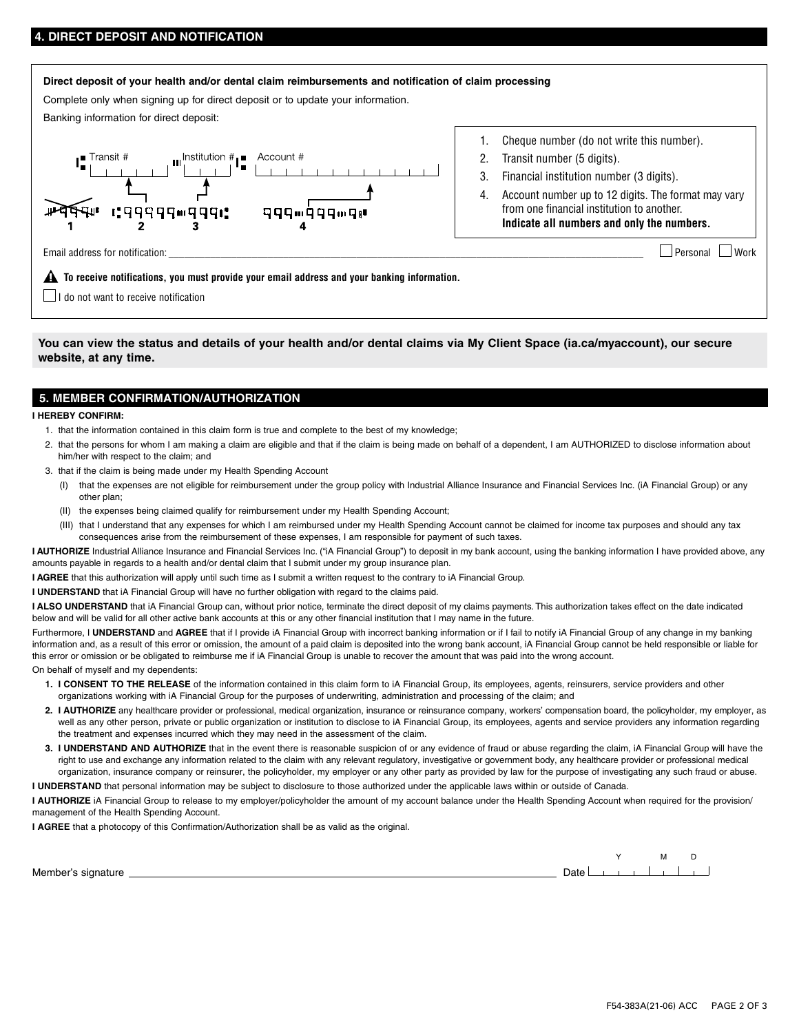## 4. DIRECT DEPOSIT AND NOTIFICATION

**Direct deposit of your health and/or dental claim reimbursements and notification of claim processing**

Complete only when signing up for direct deposit or to update your information.

Banking information for direct deposit:

Transit # ______ Institution # ______ Account # ______

1. Cheque number (do not write this number).
2. Transit number (5 digits).
3. Financial institution number (3 digits).
4. Account number up to 12 digits. The format may vary from one financial institution to another. **Indicate all numbers and only the numbers.**

Email address for notification: ______ ☐ Personal ☐ Work

⚠ **To receive notifications, you must provide your email address and your banking information.**

☐ I do not want to receive notification

**You can view the status and details of your health and/or dental claims via My Client Space (ia.ca/myaccount), our secure website, at any time.**

## 5. MEMBER CONFIRMATION/AUTHORIZATION

**I HEREBY CONFIRM:**

1. that the information contained in this claim form is true and complete to the best of my knowledge;
2. that the persons for whom I am making a claim are eligible and that if the claim is being made on behalf of a dependent, I am AUTHORIZED to disclose information about him/her with respect to the claim; and
3. that if the claim is being made under my Health Spending Account
   - (I) that the expenses are not eligible for reimbursement under the group policy with Industrial Alliance Insurance and Financial Services Inc. (iA Financial Group) or any other plan;
   - (II) the expenses being claimed qualify for reimbursement under my Health Spending Account;
   - (III) that I understand that any expenses for which I am reimbursed under my Health Spending Account cannot be claimed for income tax purposes and should any tax consequences arise from the reimbursement of these expenses, I am responsible for payment of such taxes.

**I AUTHORIZE** Industrial Alliance Insurance and Financial Services Inc. ("iA Financial Group") to deposit in my bank account, using the banking information I have provided above, any amounts payable in regards to a health and/or dental claim that I submit under my group insurance plan.

**I AGREE** that this authorization will apply until such time as I submit a written request to the contrary to iA Financial Group.

**I UNDERSTAND** that iA Financial Group will have no further obligation with regard to the claims paid.

**I ALSO UNDERSTAND** that iA Financial Group can, without prior notice, terminate the direct deposit of my claims payments. This authorization takes effect on the date indicated below and will be valid for all other active bank accounts at this or any other financial institution that I may name in the future.

Furthermore, I **UNDERSTAND** and **AGREE** that if I provide iA Financial Group with incorrect banking information or if I fail to notify iA Financial Group of any change in my banking information and, as a result of this error or omission, the amount of a paid claim is deposited into the wrong bank account, iA Financial Group cannot be held responsible or liable for this error or omission or be obligated to reimburse me if iA Financial Group is unable to recover the amount that was paid into the wrong account.

On behalf of myself and my dependents:

1. **I CONSENT TO THE RELEASE** of the information contained in this claim form to iA Financial Group, its employees, agents, reinsurers, service providers and other organizations working with iA Financial Group for the purposes of underwriting, administration and processing of the claim; and
2. **I AUTHORIZE** any healthcare provider or professional, medical organization, insurance or reinsurance company, workers' compensation board, the policyholder, my employer, as well as any other person, private or public organization or institution to disclose to iA Financial Group, its employees, agents and service providers any information regarding the treatment and expenses incurred which they may need in the assessment of the claim.
3. **I UNDERSTAND AND AUTHORIZE** that in the event there is reasonable suspicion of or any evidence of fraud or abuse regarding the claim, iA Financial Group will have the right to use and exchange any information related to the claim with any relevant regulatory, investigative or government body, any healthcare provider or professional medical organization, insurance company or reinsurer, the policyholder, my employer or any other party as provided by law for the purpose of investigating any such fraud or abuse.

**I UNDERSTAND** that personal information may be subject to disclosure to those authorized under the applicable laws within or outside of Canada.

**I AUTHORIZE** iA Financial Group to release to my employer/policyholder the amount of my account balance under the Health Spending Account when required for the provision/management of the Health Spending Account.

**I AGREE** that a photocopy of this Confirmation/Authorization shall be as valid as the original.

Member's signature ______ Date (Y M D) ______

F54-383A(21-06) ACC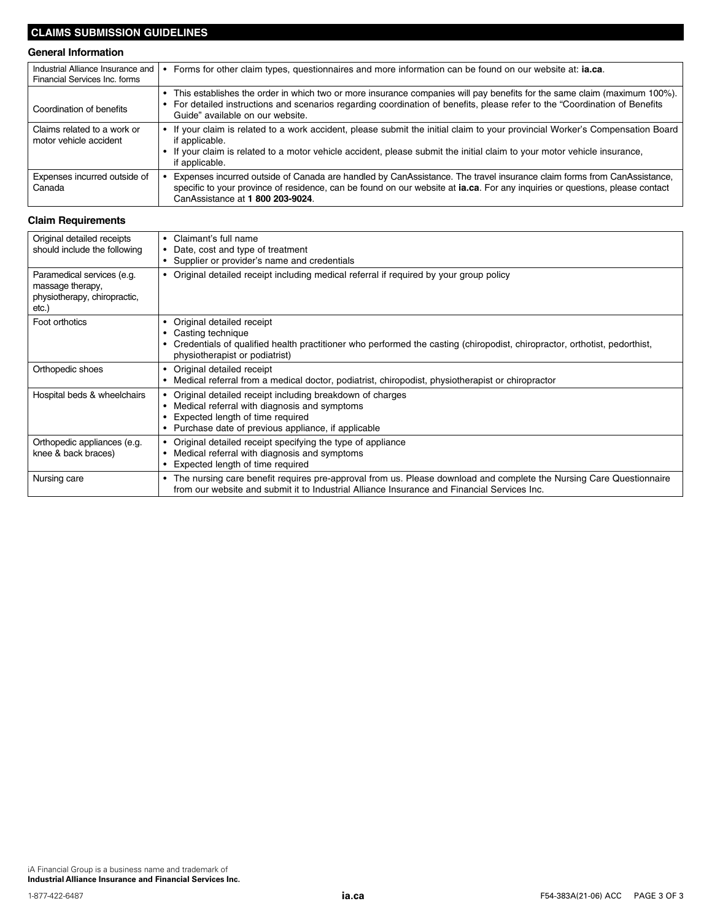## CLAIMS SUBMISSION GUIDELINES

### General Information

| | |
|---|---|
| Industrial Alliance Insurance and Financial Services Inc. forms | • Forms for other claim types, questionnaires and more information can be found on our website at: **ia.ca**. |
| Coordination of benefits | • This establishes the order in which two or more insurance companies will pay benefits for the same claim (maximum 100%).<br>• For detailed instructions and scenarios regarding coordination of benefits, please refer to the “Coordination of Benefits Guide” available on our website. |
| Claims related to a work or motor vehicle accident | • If your claim is related to a work accident, please submit the initial claim to your provincial Worker’s Compensation Board if applicable.<br>• If your claim is related to a motor vehicle accident, please submit the initial claim to your motor vehicle insurance, if applicable. |
| Expenses incurred outside of Canada | • Expenses incurred outside of Canada are handled by CanAssistance. The travel insurance claim forms from CanAssistance, specific to your province of residence, can be found on our website at **ia.ca**. For any inquiries or questions, please contact CanAssistance at **1 800 203-9024**. |

### Claim Requirements

| | |
|---|---|
| Original detailed receipts should include the following | • Claimant’s full name<br>• Date, cost and type of treatment<br>• Supplier or provider’s name and credentials |
| Paramedical services (e.g. massage therapy, physiotherapy, chiropractic, etc.) | • Original detailed receipt including medical referral if required by your group policy |
| Foot orthotics | • Original detailed receipt<br>• Casting technique<br>• Credentials of qualified health practitioner who performed the casting (chiropodist, chiropractor, orthotist, pedorthist, physiotherapist or podiatrist) |
| Orthopedic shoes | • Original detailed receipt<br>• Medical referral from a medical doctor, podiatrist, chiropodist, physiotherapist or chiropractor |
| Hospital beds & wheelchairs | • Original detailed receipt including breakdown of charges<br>• Medical referral with diagnosis and symptoms<br>• Expected length of time required<br>• Purchase date of previous appliance, if applicable |
| Orthopedic appliances (e.g. knee & back braces) | • Original detailed receipt specifying the type of appliance<br>• Medical referral with diagnosis and symptoms<br>• Expected length of time required |
| Nursing care | • The nursing care benefit requires pre-approval from us. Please download and complete the Nursing Care Questionnaire from our website and submit it to Industrial Alliance Insurance and Financial Services Inc. |

iA Financial Group is a business name and trademark of
**Industrial Alliance Insurance and Financial Services Inc.**

1-877-422-6487 **ia.ca** F54-383A(21-06) ACC